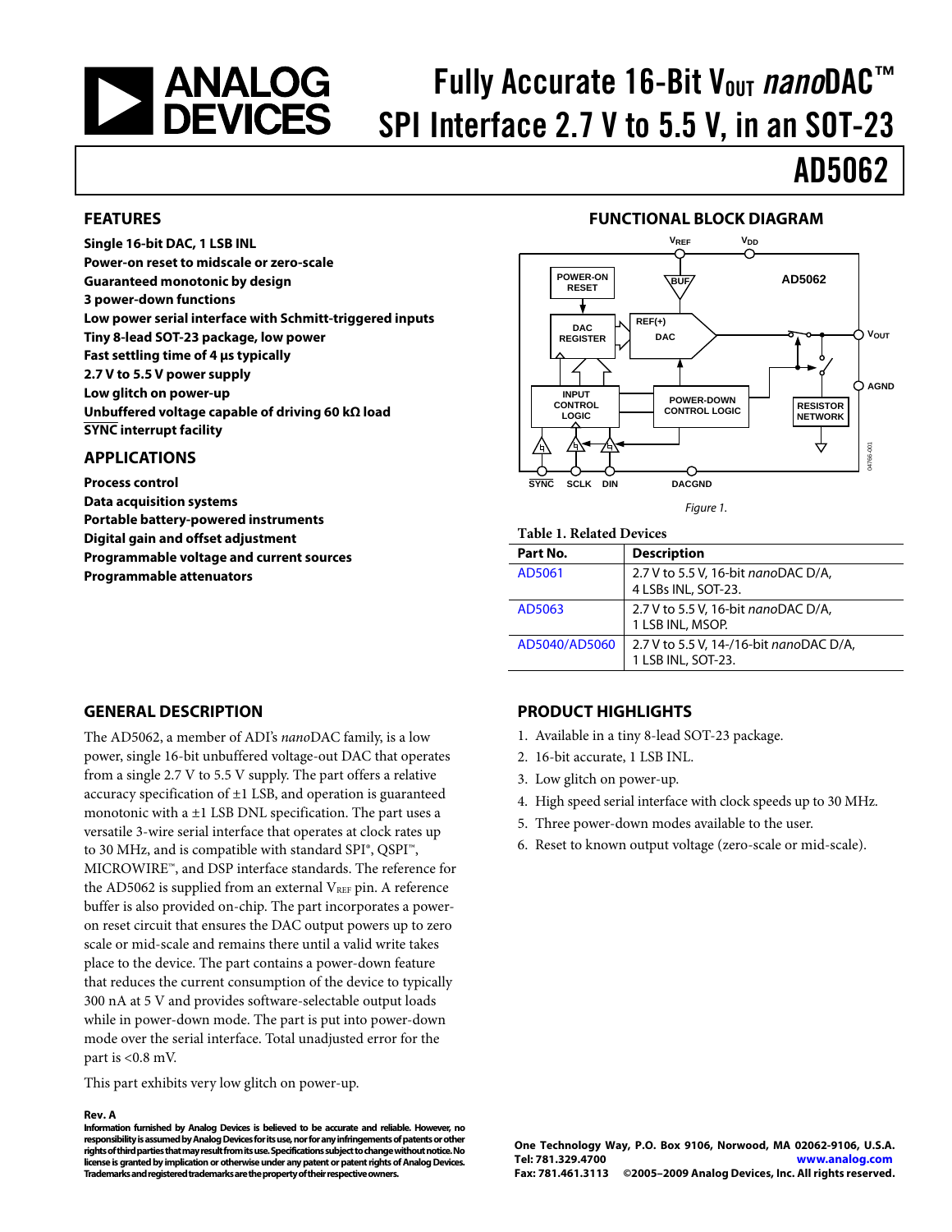# Fully Accurate 16-Bit $V_{OUT}$ *nano*DAC™ SPI Interface 2.7 V to 5.5 V, in an SOT-23

# AD5062

## FEATURES

**Single 16-bit DAC, 1 LSB INL**
**Power-on reset to midscale or zero-scale**
**Guaranteed monotonic by design**
**3 power-down functions**
**Low power serial interface with Schmitt-triggered inputs**
**Tiny 8-lead SOT-23 package, low power**
**Fast settling time of 4 µs typically**
**2.7 V to 5.5 V power supply**
**Low glitch on power-up**
**Unbuffered voltage capable of driving 60 kΩ load**
**SYNC interrupt facility**

## APPLICATIONS

**Process control**
**Data acquisition systems**
**Portable battery-powered instruments**
**Digital gain and offset adjustment**
**Programmable voltage and current sources**
**Programmable attenuators**

## FUNCTIONAL BLOCK DIAGRAM

Figure 1.

**Table 1. Related Devices**

| Part No. | Description |
|---|---|
| AD5061 | 2.7 V to 5.5 V, 16-bit *nano*DAC D/A, 4 LSBs INL, SOT-23. |
| AD5063 | 2.7 V to 5.5 V, 16-bit *nano*DAC D/A, 1 LSB INL, MSOP. |
| AD5040/AD5060 | 2.7 V to 5.5 V, 14-/16-bit *nano*DAC D/A, 1 LSB INL, SOT-23. |

## GENERAL DESCRIPTION

The AD5062, a member of ADI's *nano*DAC family, is a low power, single 16-bit unbuffered voltage-out DAC that operates from a single 2.7 V to 5.5 V supply. The part offers a relative accuracy specification of ±1 LSB, and operation is guaranteed monotonic with a ±1 LSB DNL specification. The part uses a versatile 3-wire serial interface that operates at clock rates up to 30 MHz, and is compatible with standard SPI®, QSPI™, MICROWIRE™, and DSP interface standards. The reference for the AD5062 is supplied from an external $V_{REF}$ pin. A reference buffer is also provided on-chip. The part incorporates a power-on reset circuit that ensures the DAC output powers up to zero scale or mid-scale and remains there until a valid write takes place to the device. The part contains a power-down feature that reduces the current consumption of the device to typically 300 nA at 5 V and provides software-selectable output loads while in power-down mode. The part is put into power-down mode over the serial interface. Total unadjusted error for the part is <0.8 mV.

This part exhibits very low glitch on power-up.

## PRODUCT HIGHLIGHTS

1. Available in a tiny 8-lead SOT-23 package.
2. 16-bit accurate, 1 LSB INL.
3. Low glitch on power-up.
4. High speed serial interface with clock speeds up to 30 MHz.
5. Three power-down modes available to the user.
6. Reset to known output voltage (zero-scale or mid-scale).

**Rev. A**
**Information furnished by Analog Devices is believed to be accurate and reliable. However, no responsibility is assumed by Analog Devices for its use, nor for any infringements of patents or other rights of third parties that may result from its use. Specifications subject to change without notice. No license is granted by implication or otherwise under any patent or patent rights of Analog Devices. Trademarks and registered trademarks are the property of their respective owners.**

**One Technology Way, P.O. Box 9106, Norwood, MA 02062-9106, U.S.A.**
**Tel: 781.329.4700 www.analog.com**
**Fax: 781.461.3113 ©2005–2009 Analog Devices, Inc. All rights reserved.**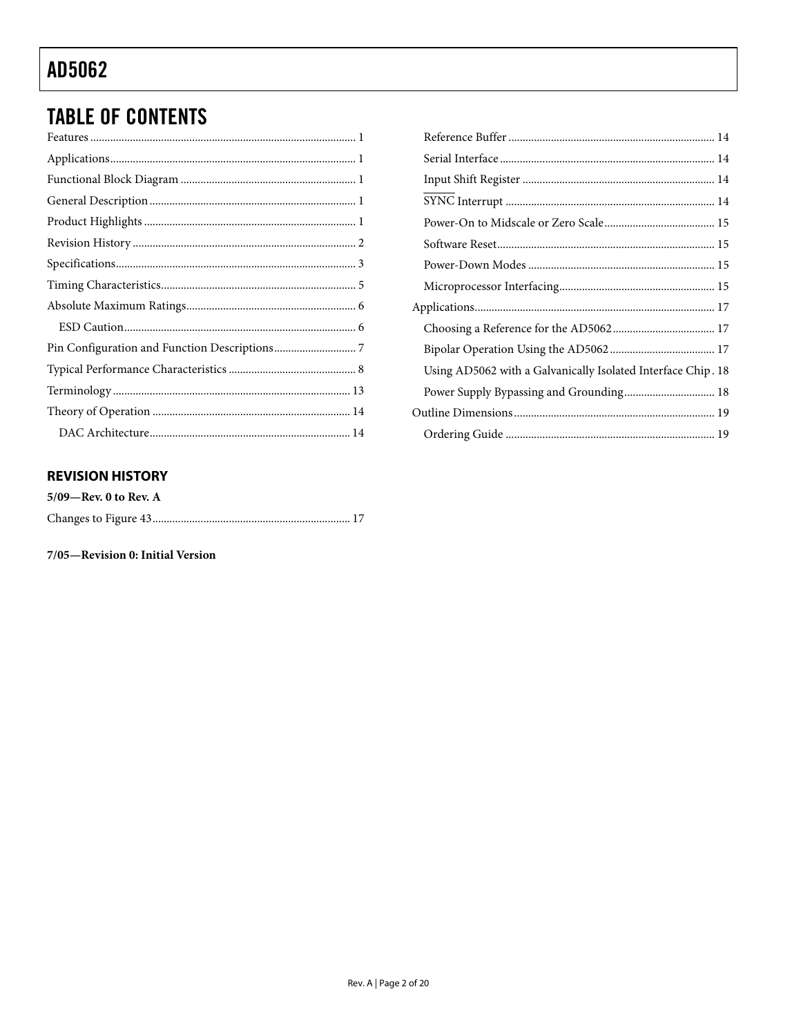## TABLE OF CONTENTS

Features .... 1
Applications .... 1
Functional Block Diagram .... 1
General Description .... 1
Product Highlights .... 1
Revision History .... 2
Specifications .... 3
Timing Characteristics .... 5
Absolute Maximum Ratings .... 6
- ESD Caution .... 6

Pin Configuration and Function Descriptions .... 7
Typical Performance Characteristics .... 8
Terminology .... 13
Theory of Operation .... 14
- DAC Architecture .... 14
- Reference Buffer .... 14
- Serial Interface .... 14
- Input Shift Register .... 14
- $\overline{\text{SYNC}}$ Interrupt .... 14
- Power-On to Midscale or Zero Scale .... 15
- Software Reset .... 15
- Power-Down Modes .... 15
- Microprocessor Interfacing .... 15

Applications .... 17
- Choosing a Reference for the AD5062 .... 17
- Bipolar Operation Using the AD5062 .... 17
- Using AD5062 with a Galvanically Isolated Interface Chip .... 18
- Power Supply Bypassing and Grounding .... 18

Outline Dimensions .... 19
- Ordering Guide .... 19

### REVISION HISTORY

**5/09—Rev. 0 to Rev. A**

Changes to Figure 43 .... 17

**7/05—Revision 0: Initial Version**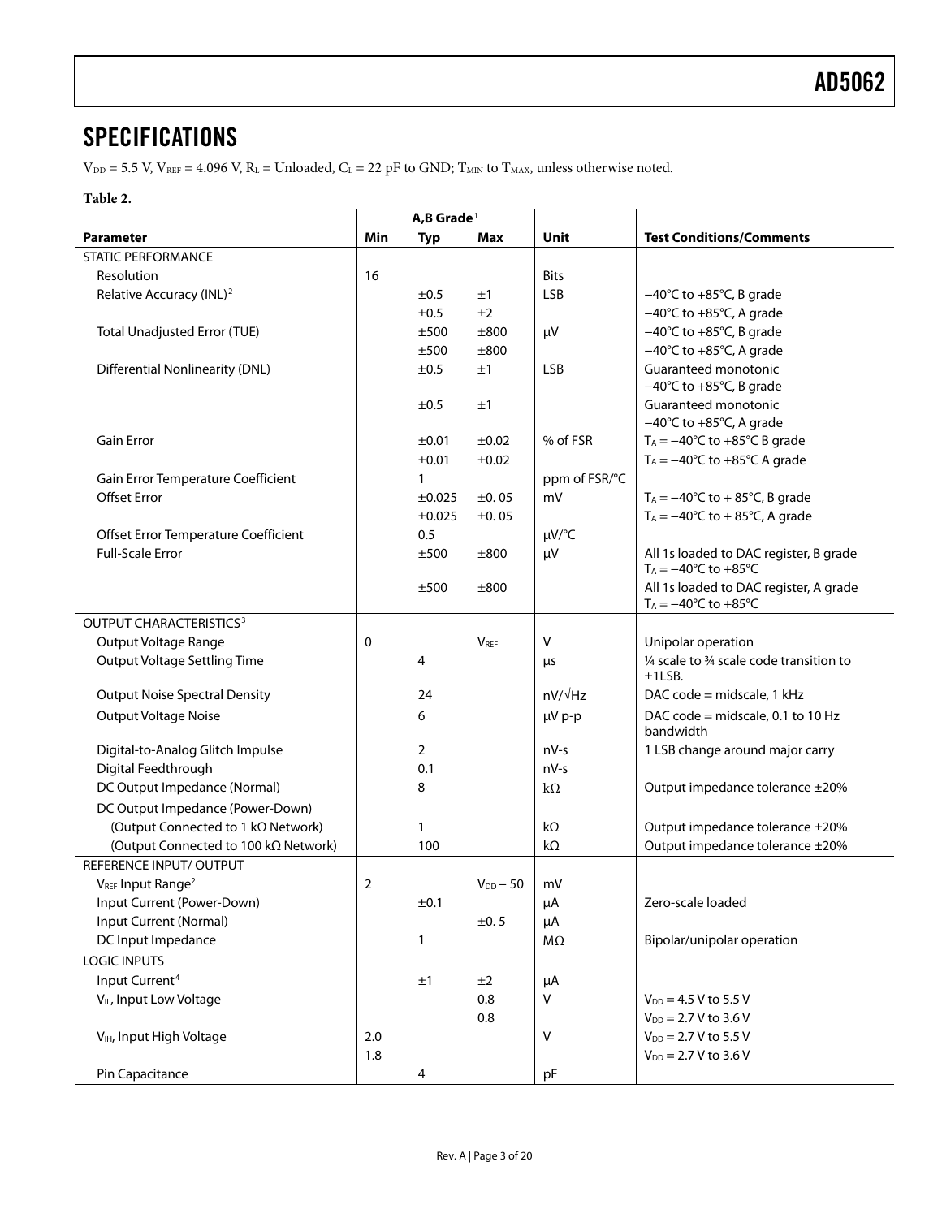## SPECIFICATIONS

$V_{DD}$ = 5.5 V, $V_{REF}$ = 4.096 V, $R_L$ = Unloaded, $C_L$ = 22 pF to GND; $T_{MIN}$ to $T_{MAX}$, unless otherwise noted.

**Table 2.**

| Parameter | A,B Grade[1] Min | Typ | Max | Unit | Test Conditions/Comments |
|---|---|---|---|---|---|
| STATIC PERFORMANCE | | | | | |
| Resolution | 16 | | | Bits | |
| Relative Accuracy (INL)[2] | | ±0.5 | ±1 | LSB | −40°C to +85°C, B grade |
| | | ±0.5 | ±2 | | −40°C to +85°C, A grade |
| Total Unadjusted Error (TUE) | | ±500 | ±800 | μV | −40°C to +85°C, B grade |
| | | ±500 | ±800 | | −40°C to +85°C, A grade |
| Differential Nonlinearity (DNL) | | ±0.5 | ±1 | LSB | Guaranteed monotonic −40°C to +85°C, B grade |
| | | ±0.5 | ±1 | | Guaranteed monotonic −40°C to +85°C, A grade |
| Gain Error | | ±0.01 | ±0.02 | % of FSR | $T_A$ = −40°C to +85°C B grade |
| | | ±0.01 | ±0.02 | | $T_A$ = −40°C to +85°C A grade |
| Gain Error Temperature Coefficient | | 1 | | ppm of FSR/°C | |
| Offset Error | | ±0.025 | ±0. 05 | mV | $T_A$ = −40°C to + 85°C, B grade |
| | | ±0.025 | ±0. 05 | | $T_A$ = −40°C to + 85°C, A grade |
| Offset Error Temperature Coefficient | | 0.5 | | μV/°C | |
| Full-Scale Error | | ±500 | ±800 | μV | All 1s loaded to DAC register, B grade $T_A$ = −40°C to +85°C |
| | | ±500 | ±800 | | All 1s loaded to DAC register, A grade $T_A$ = −40°C to +85°C |
| OUTPUT CHARACTERISTICS[3] | | | | | |
| Output Voltage Range | 0 | | $V_{REF}$ | V | Unipolar operation |
| Output Voltage Settling Time | | 4 | | μs | ¼ scale to ¾ scale code transition to ±1LSB. |
| Output Noise Spectral Density | | 24 | | nV/√Hz | DAC code = midscale, 1 kHz |
| Output Voltage Noise | | 6 | | μV p-p | DAC code = midscale, 0.1 to 10 Hz bandwidth |
| Digital-to-Analog Glitch Impulse | | 2 | | nV-s | 1 LSB change around major carry |
| Digital Feedthrough | | 0.1 | | nV-s | |
| DC Output Impedance (Normal) | | 8 | | kΩ | Output impedance tolerance ±20% |
| DC Output Impedance (Power-Down) | | | | | |
| (Output Connected to 1 kΩ Network) | | 1 | | kΩ | Output impedance tolerance ±20% |
| (Output Connected to 100 kΩ Network) | | 100 | | kΩ | Output impedance tolerance ±20% |
| REFERENCE INPUT/ OUTPUT | | | | | |
| $V_{REF}$ Input Range[2] | 2 | | $V_{DD}$ − 50 | mV | |
| Input Current (Power-Down) | | ±0.1 | | μA | Zero-scale loaded |
| Input Current (Normal) | | | ±0. 5 | μA | |
| DC Input Impedance | | 1 | | MΩ | Bipolar/unipolar operation |
| LOGIC INPUTS | | | | | |
| Input Current[4] | | ±1 | ±2 | μA | |
| $V_{IL}$, Input Low Voltage | | | 0.8 | V | $V_{DD}$ = 4.5 V to 5.5 V |
| | | | 0.8 | | $V_{DD}$ = 2.7 V to 3.6 V |
| $V_{IH}$, Input High Voltage | 2.0 | | | V | $V_{DD}$ = 2.7 V to 5.5 V |
| | 1.8 | | | | $V_{DD}$ = 2.7 V to 3.6 V |
| Pin Capacitance | | 4 | | pF | |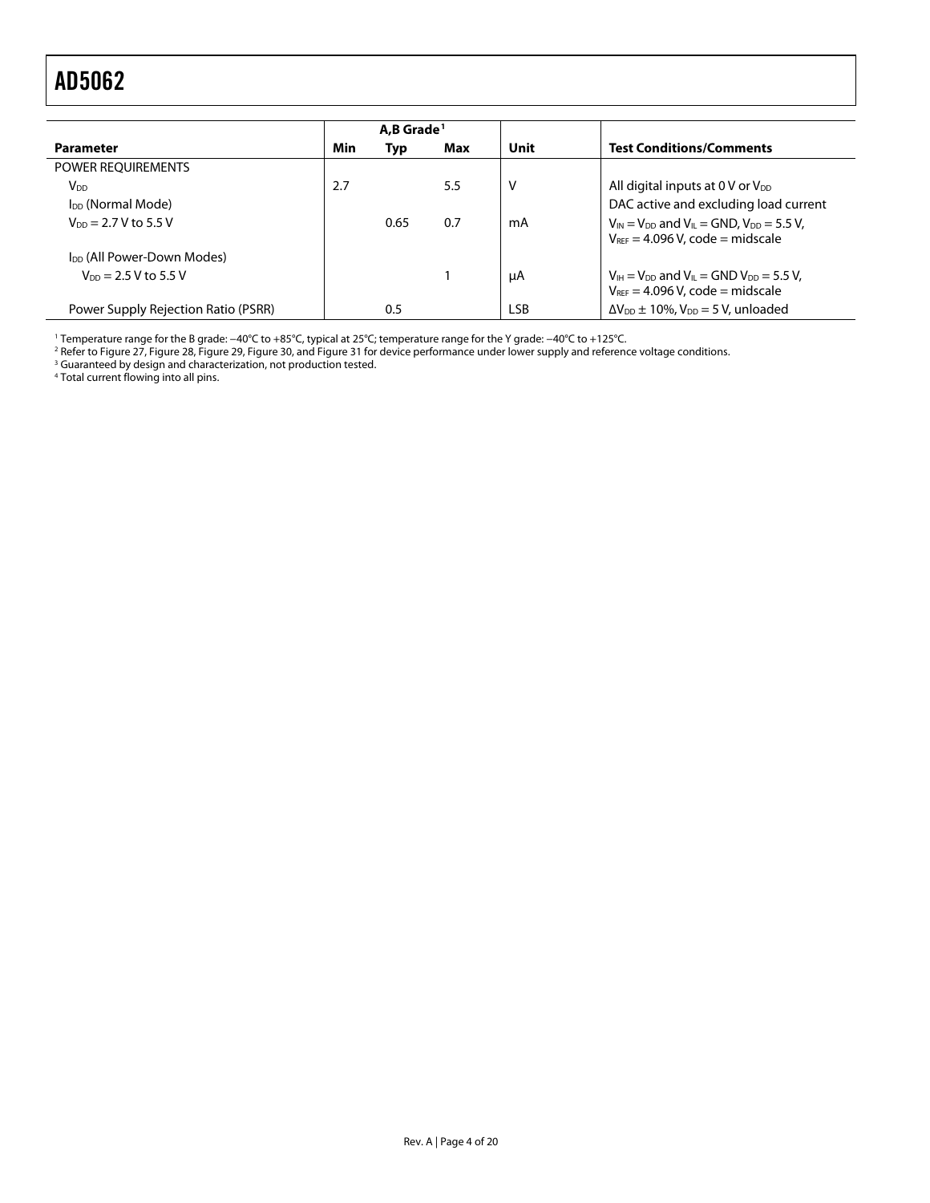| Parameter | A,B Grade[1] Min | Typ | Max | Unit | Test Conditions/Comments |
|---|---|---|---|---|---|
| POWER REQUIREMENTS | | | | | |
| $V_{DD}$ | 2.7 | | 5.5 | V | All digital inputs at 0 V or $V_{DD}$ |
| $I_{DD}$ (Normal Mode) | | | | | DAC active and excluding load current |
| $V_{DD}$ = 2.7 V to 5.5 V | | 0.65 | 0.7 | mA | $V_{IN} = V_{DD}$ and $V_{IL}$ = GND, $V_{DD}$ = 5.5 V, $V_{REF}$ = 4.096 V, code = midscale |
| $I_{DD}$ (All Power-Down Modes) | | | | | |
| $V_{DD}$ = 2.5 V to 5.5 V | | | 1 | µA | $V_{IH} = V_{DD}$ and $V_{IL}$ = GND $V_{DD}$ = 5.5 V, $V_{REF}$ = 4.096 V, code = midscale |
| Power Supply Rejection Ratio (PSRR) | | 0.5 | | LSB | $\Delta V_{DD}$ ± 10%, $V_{DD}$ = 5 V, unloaded |

[1] Temperature range for the B grade: −40°C to +85°C, typical at 25°C; temperature range for the Y grade: −40°C to +125°C.
[2] Refer to Figure 27, Figure 28, Figure 29, Figure 30, and Figure 31 for device performance under lower supply and reference voltage conditions.
[3] Guaranteed by design and characterization, not production tested.
[4] Total current flowing into all pins.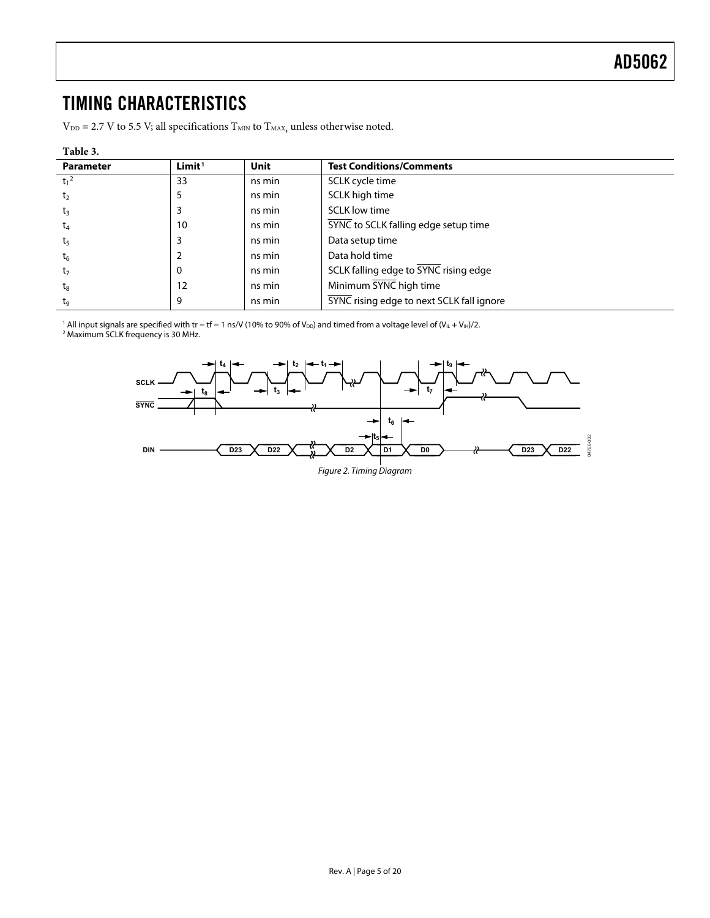## TIMING CHARACTERISTICS

$V_{DD}$ = 2.7 V to 5.5 V; all specifications $T_{MIN}$ to $T_{MAX}$, unless otherwise noted.

**Table 3.**

| Parameter | Limit[1] | Unit | Test Conditions/Comments |
|---|---|---|---|
| $t_1$[2] | 33 | ns min | SCLK cycle time |
| $t_2$ | 5 | ns min | SCLK high time |
| $t_3$ | 3 | ns min | SCLK low time |
| $t_4$ | 10 | ns min | $\overline{SYNC}$ to SCLK falling edge setup time |
| $t_5$ | 3 | ns min | Data setup time |
| $t_6$ | 2 | ns min | Data hold time |
| $t_7$ | 0 | ns min | SCLK falling edge to $\overline{SYNC}$ rising edge |
| $t_8$ | 12 | ns min | Minimum $\overline{SYNC}$ high time |
| $t_9$ | 9 | ns min | $\overline{SYNC}$ rising edge to next SCLK fall ignore |

[1] All input signals are specified with tr = tf = 1 ns/V (10% to 90% of $V_{DD}$) and timed from a voltage level of $(V_{IL} + V_{IH})/2$.
[2] Maximum SCLK frequency is 30 MHz.

*Figure 2. Timing Diagram*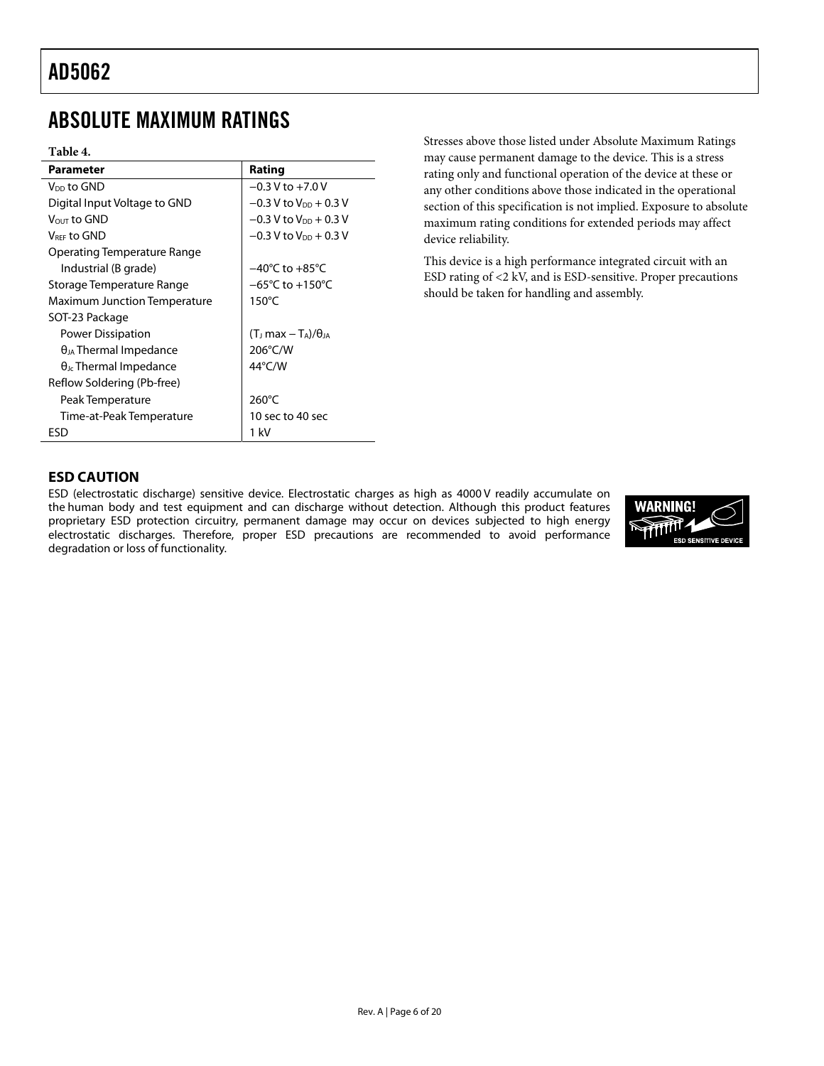## ABSOLUTE MAXIMUM RATINGS

**Table 4.**

| Parameter | Rating |
|---|---|
| $V_{DD}$ to GND | −0.3 V to +7.0 V |
| Digital Input Voltage to GND | −0.3 V to $V_{DD}$ + 0.3 V |
| $V_{OUT}$ to GND | −0.3 V to $V_{DD}$ + 0.3 V |
| $V_{REF}$ to GND | −0.3 V to $V_{DD}$ + 0.3 V |
| Operating Temperature Range | |
| Industrial (B grade) | −40°C to +85°C |
| Storage Temperature Range | −65°C to +150°C |
| Maximum Junction Temperature | 150°C |
| SOT-23 Package | |
| Power Dissipation | $(T_J \max - T_A)/\theta_{JA}$ |
| $\theta_{JA}$ Thermal Impedance | 206°C/W |
| $\theta_{Jc}$ Thermal Impedance | 44°C/W |
| Reflow Soldering (Pb-free) | |
| Peak Temperature | 260°C |
| Time-at-Peak Temperature | 10 sec to 40 sec |
| ESD | 1 kV |

Stresses above those listed under Absolute Maximum Ratings may cause permanent damage to the device. This is a stress rating only and functional operation of the device at these or any other conditions above those indicated in the operational section of this specification is not implied. Exposure to absolute maximum rating conditions for extended periods may affect device reliability.

This device is a high performance integrated circuit with an ESD rating of <2 kV, and is ESD-sensitive. Proper precautions should be taken for handling and assembly.

### ESD CAUTION

ESD (electrostatic discharge) sensitive device. Electrostatic charges as high as 4000 V readily accumulate on the human body and test equipment and can discharge without detection. Although this product features proprietary ESD protection circuitry, permanent damage may occur on devices subjected to high energy electrostatic discharges. Therefore, proper ESD precautions are recommended to avoid performance degradation or loss of functionality.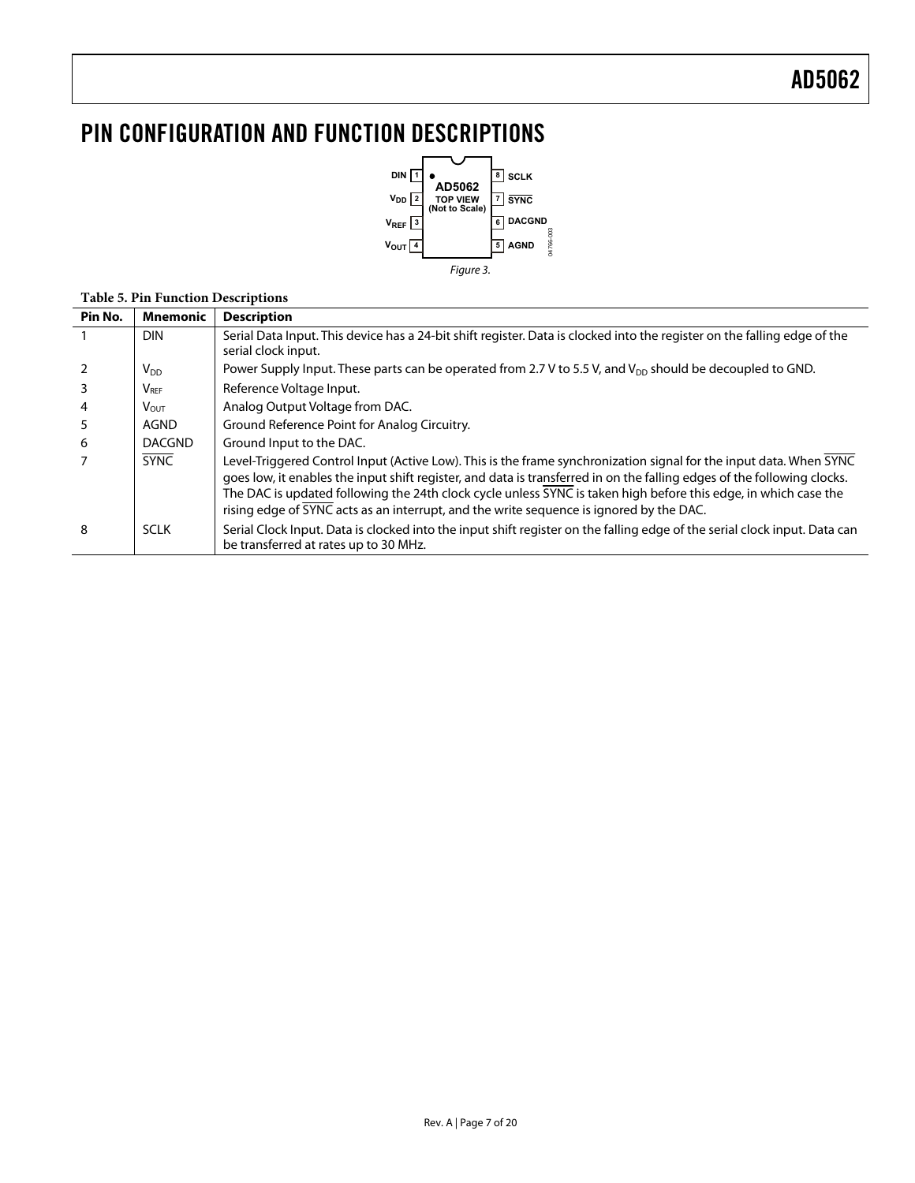# PIN CONFIGURATION AND FUNCTION DESCRIPTIONS

Figure 3.

**Table 5. Pin Function Descriptions**

| Pin No. | Mnemonic | Description |
|---|---|---|
| 1 | DIN | Serial Data Input. This device has a 24-bit shift register. Data is clocked into the register on the falling edge of the serial clock input. |
| 2 | $V_{DD}$ | Power Supply Input. These parts can be operated from 2.7 V to 5.5 V, and $V_{DD}$ should be decoupled to GND. |
| 3 | $V_{REF}$ | Reference Voltage Input. |
| 4 | $V_{OUT}$ | Analog Output Voltage from DAC. |
| 5 | AGND | Ground Reference Point for Analog Circuitry. |
| 6 | DACGND | Ground Input to the DAC. |
| 7 | $\overline{\text{SYNC}}$ | Level-Triggered Control Input (Active Low). This is the frame synchronization signal for the input data. When $\overline{\text{SYNC}}$ goes low, it enables the input shift register, and data is transferred in on the falling edges of the following clocks. The DAC is updated following the 24th clock cycle unless $\overline{\text{SYNC}}$ is taken high before this edge, in which case the rising edge of $\overline{\text{SYNC}}$ acts as an interrupt, and the write sequence is ignored by the DAC. |
| 8 | SCLK | Serial Clock Input. Data is clocked into the input shift register on the falling edge of the serial clock input. Data can be transferred at rates up to 30 MHz. |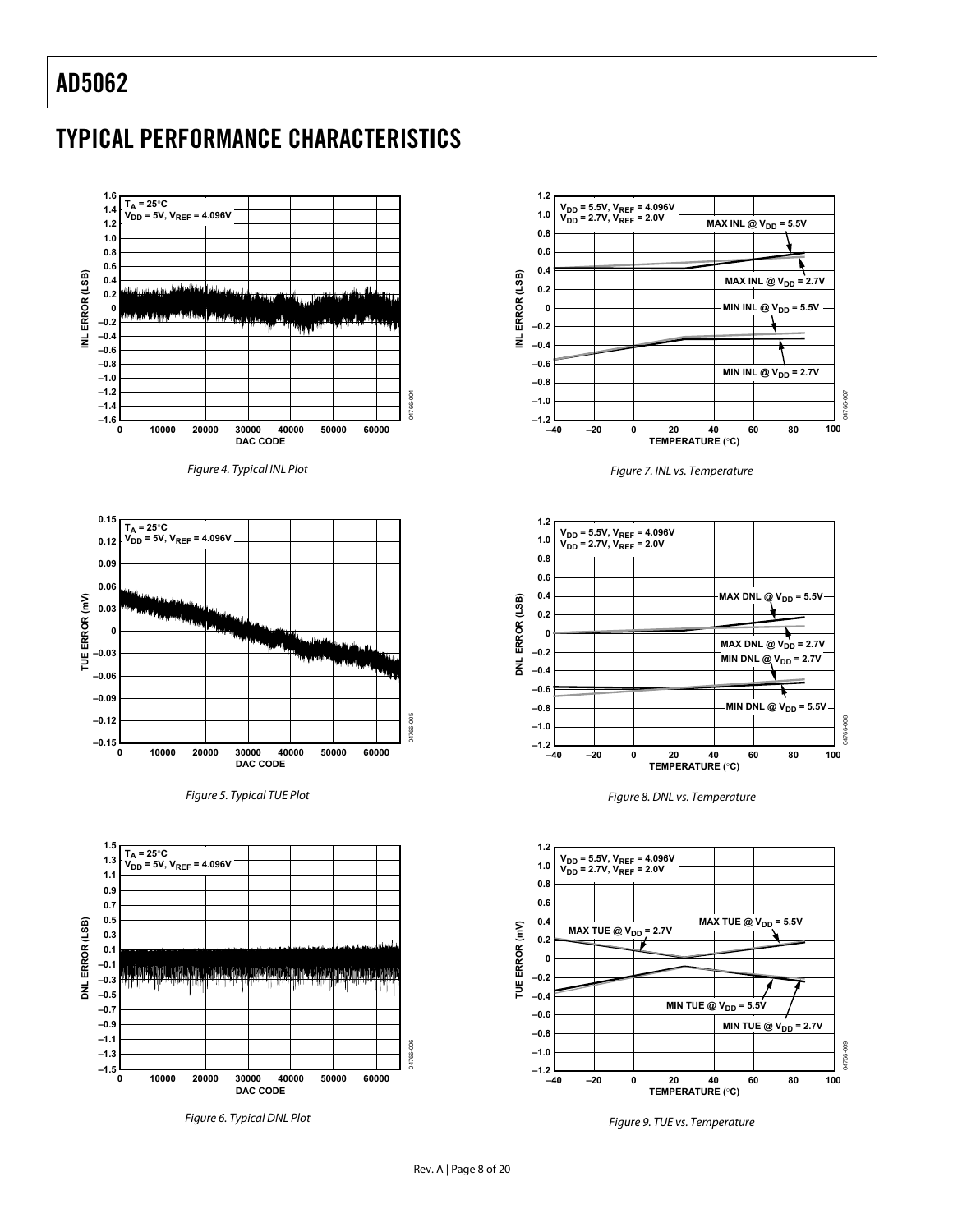## TYPICAL PERFORMANCE CHARACTERISTICS

Figure 4. Typical INL Plot

Figure 5. Typical TUE Plot

Figure 6. Typical DNL Plot

Figure 7. INL vs. Temperature

Figure 8. DNL vs. Temperature

Figure 9. TUE vs. Temperature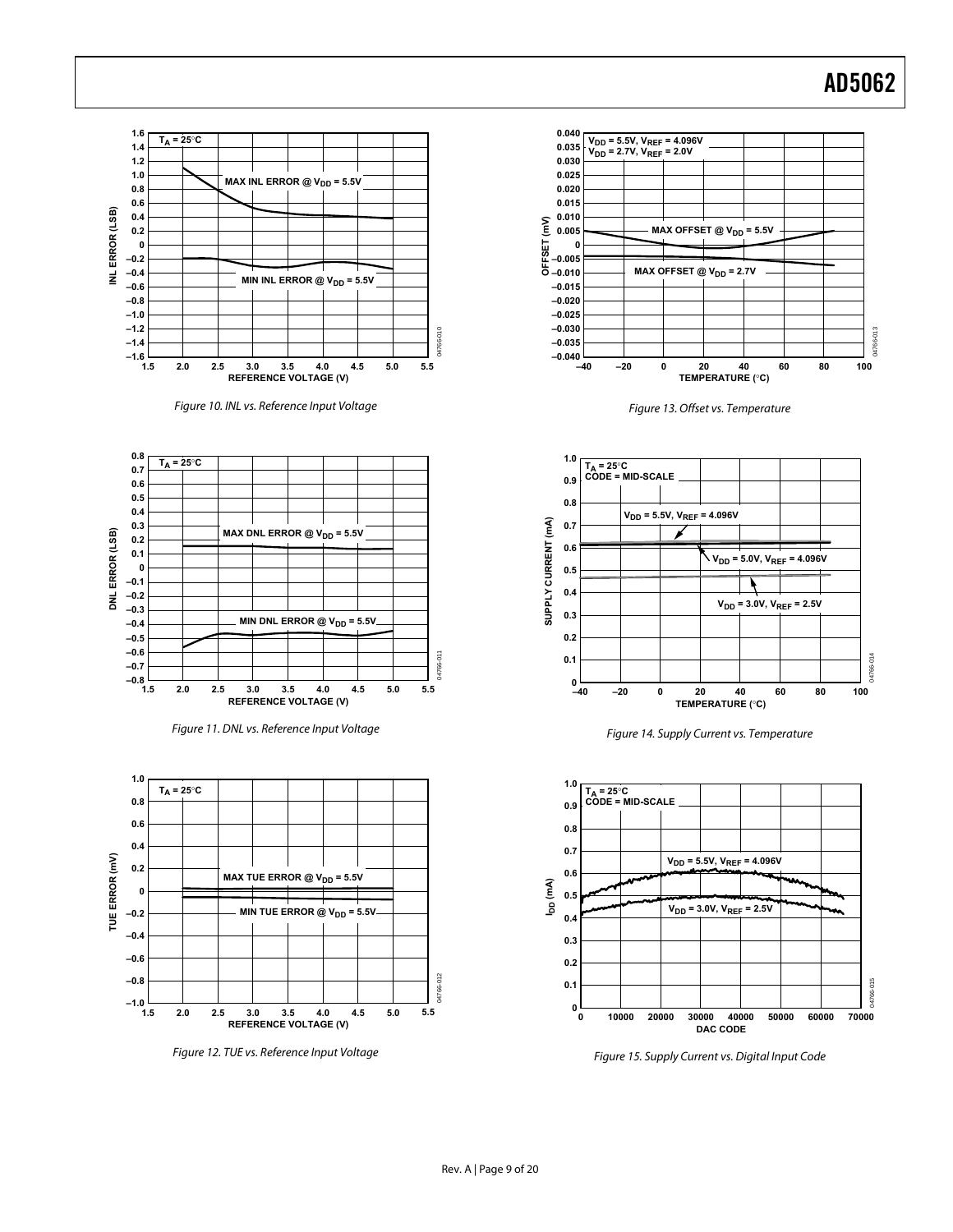Figure 10. INL vs. Reference Input Voltage

Figure 11. DNL vs. Reference Input Voltage

Figure 12. TUE vs. Reference Input Voltage

Figure 13. Offset vs. Temperature

Figure 14. Supply Current vs. Temperature

Figure 15. Supply Current vs. Digital Input Code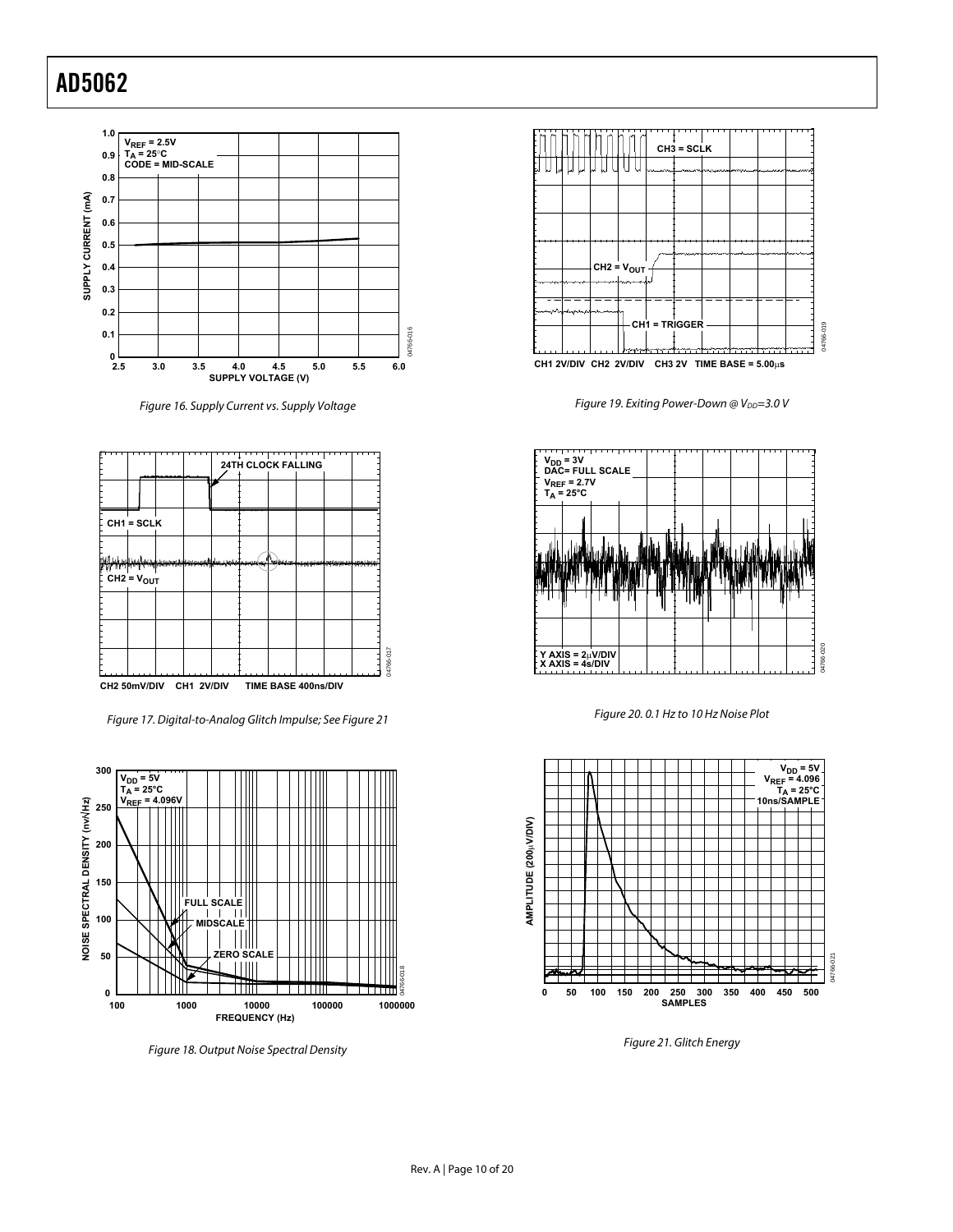Figure 16. Supply Current vs. Supply Voltage

Figure 17. Digital-to-Analog Glitch Impulse; See Figure 21

Figure 18. Output Noise Spectral Density

Figure 19. Exiting Power-Down @ $V_{DD}$=3.0 V

Figure 20. 0.1 Hz to 10 Hz Noise Plot

Figure 21. Glitch Energy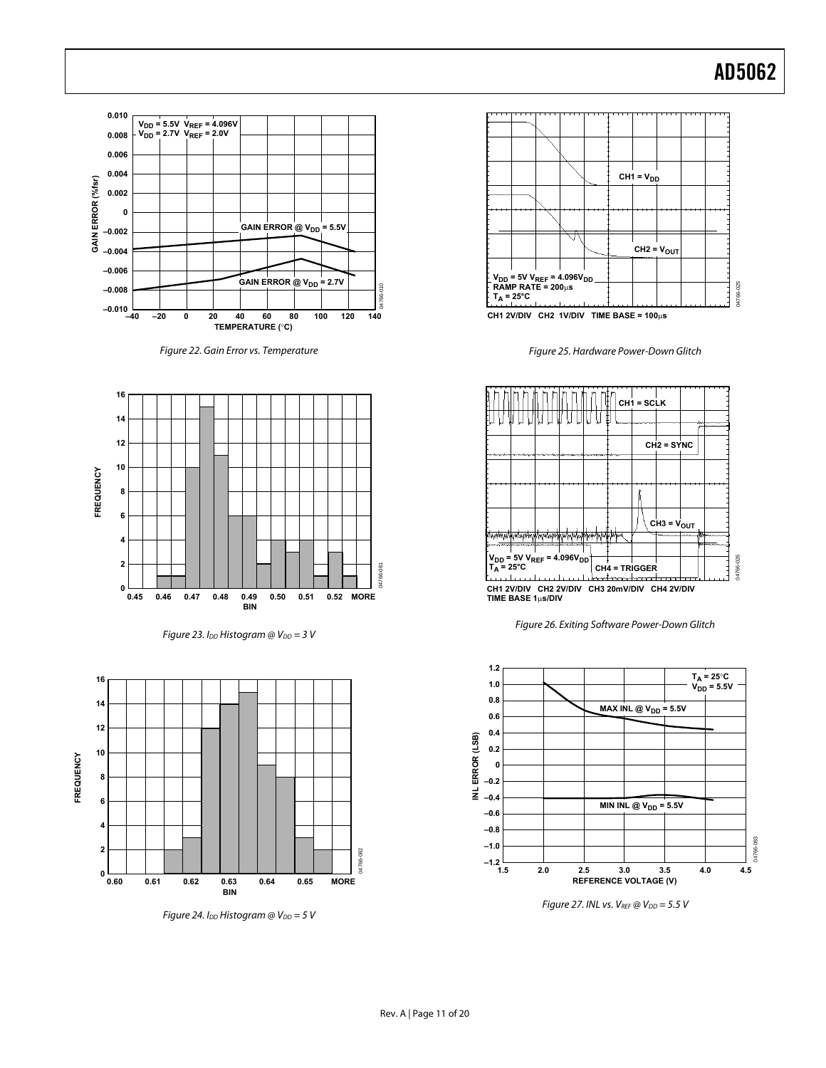Figure 22. Gain Error vs. Temperature

Figure 23. $I_{DD}$ Histogram @ $V_{DD}$ = 3 V

Figure 24. $I_{DD}$ Histogram @ $V_{DD}$ = 5 V

Figure 25. Hardware Power-Down Glitch

Figure 26. Exiting Software Power-Down Glitch

Figure 27. INL vs. $V_{REF}$ @ $V_{DD}$ = 5.5 V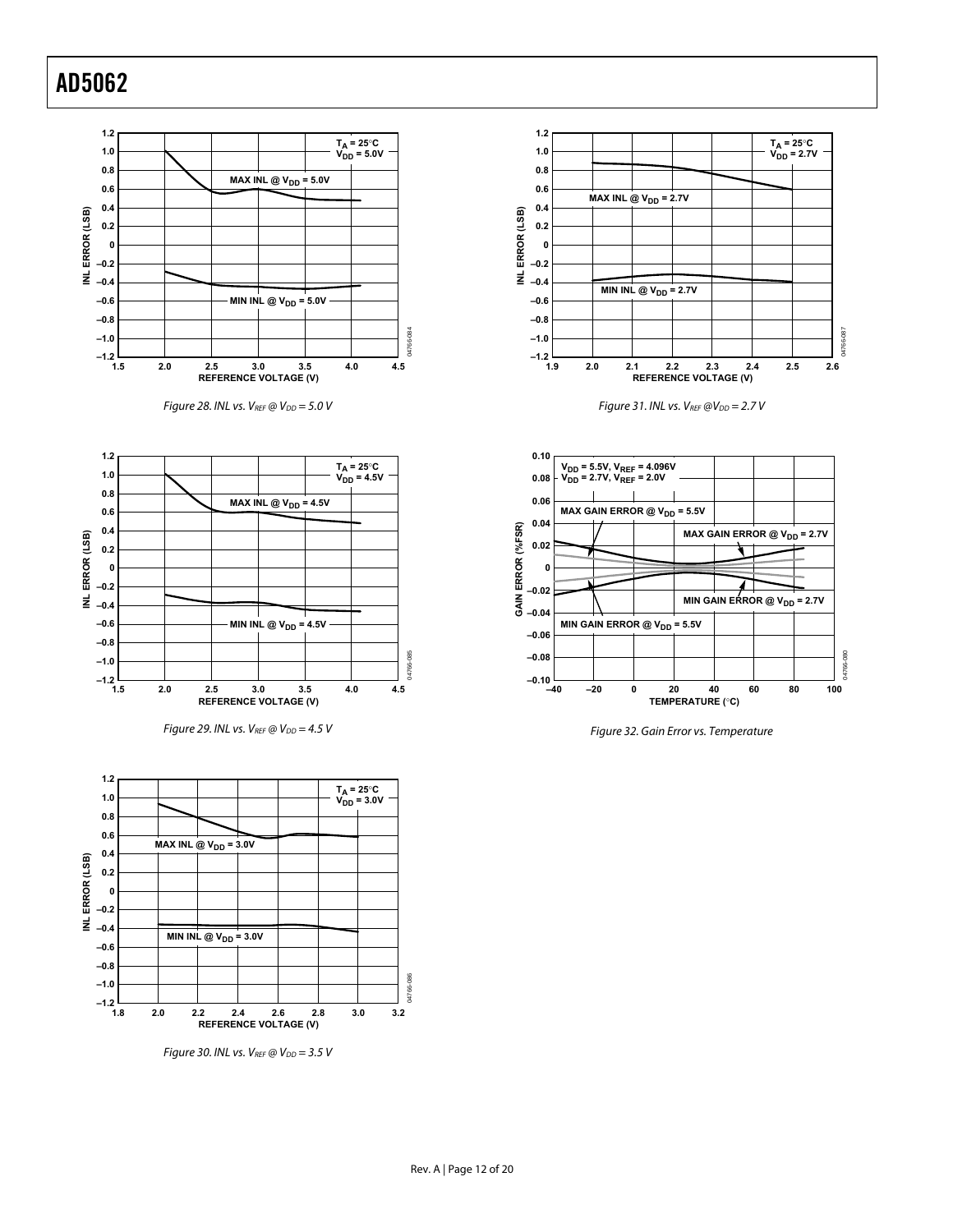Figure 28. INL vs. $V_{REF}$ @ $V_{DD}$ = 5.0 V

Figure 29. INL vs. $V_{REF}$ @ $V_{DD}$ = 4.5 V

Figure 30. INL vs. $V_{REF}$ @ $V_{DD}$ = 3.5 V

Figure 31. INL vs. $V_{REF}$ @ $V_{DD}$ = 2.7 V

Figure 32. Gain Error vs. Temperature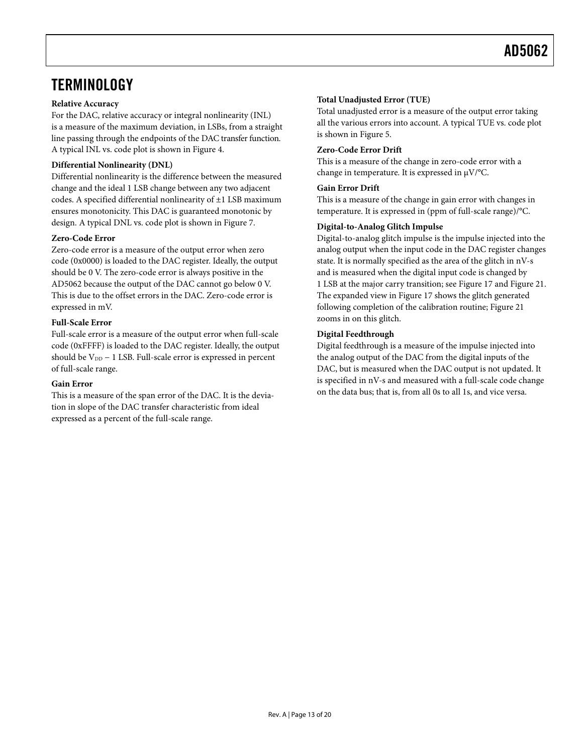# TERMINOLOGY

**Relative Accuracy**

For the DAC, relative accuracy or integral nonlinearity (INL) is a measure of the maximum deviation, in LSBs, from a straight line passing through the endpoints of the DAC transfer function. A typical INL vs. code plot is shown in Figure 4.

**Differential Nonlinearity (DNL)**

Differential nonlinearity is the difference between the measured change and the ideal 1 LSB change between any two adjacent codes. A specified differential nonlinearity of ±1 LSB maximum ensures monotonicity. This DAC is guaranteed monotonic by design. A typical DNL vs. code plot is shown in Figure 7.

**Zero-Code Error**

Zero-code error is a measure of the output error when zero code (0x0000) is loaded to the DAC register. Ideally, the output should be 0 V. The zero-code error is always positive in the AD5062 because the output of the DAC cannot go below 0 V. This is due to the offset errors in the DAC. Zero-code error is expressed in mV.

**Full-Scale Error**

Full-scale error is a measure of the output error when full-scale code (0xFFFF) is loaded to the DAC register. Ideally, the output should be $V_{DD}$ − 1 LSB. Full-scale error is expressed in percent of full-scale range.

**Gain Error**

This is a measure of the span error of the DAC. It is the deviation in slope of the DAC transfer characteristic from ideal expressed as a percent of the full-scale range.

**Total Unadjusted Error (TUE)**

Total unadjusted error is a measure of the output error taking all the various errors into account. A typical TUE vs. code plot is shown in Figure 5.

**Zero-Code Error Drift**

This is a measure of the change in zero-code error with a change in temperature. It is expressed in μV/°C.

**Gain Error Drift**

This is a measure of the change in gain error with changes in temperature. It is expressed in (ppm of full-scale range)/°C.

**Digital-to-Analog Glitch Impulse**

Digital-to-analog glitch impulse is the impulse injected into the analog output when the input code in the DAC register changes state. It is normally specified as the area of the glitch in nV-s and is measured when the digital input code is changed by 1 LSB at the major carry transition; see Figure 17 and Figure 21. The expanded view in Figure 17 shows the glitch generated following completion of the calibration routine; Figure 21 zooms in on this glitch.

**Digital Feedthrough**

Digital feedthrough is a measure of the impulse injected into the analog output of the DAC from the digital inputs of the DAC, but is measured when the DAC output is not updated. It is specified in nV-s and measured with a full-scale code change on the data bus; that is, from all 0s to all 1s, and vice versa.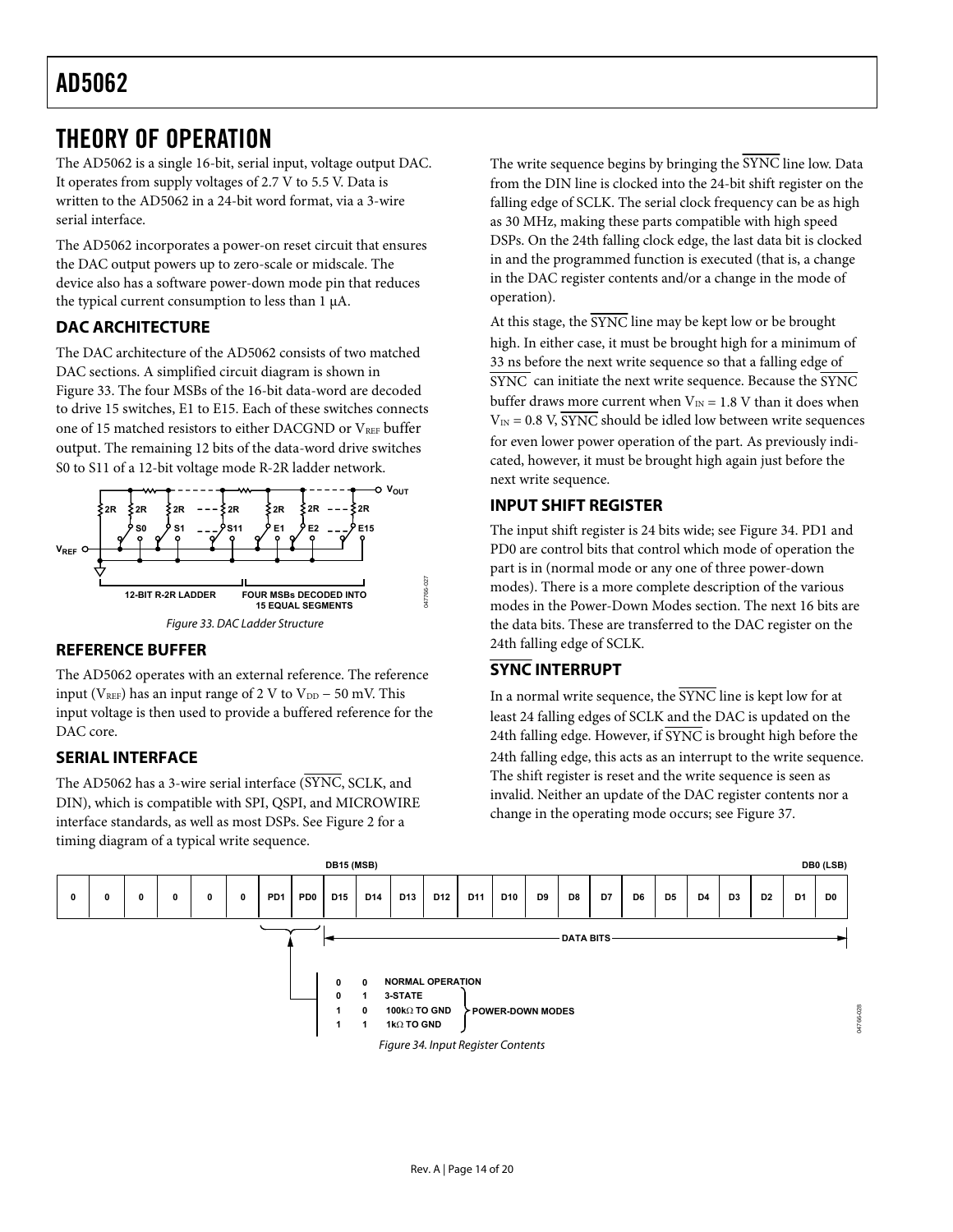# THEORY OF OPERATION

The AD5062 is a single 16-bit, serial input, voltage output DAC. It operates from supply voltages of 2.7 V to 5.5 V. Data is written to the AD5062 in a 24-bit word format, via a 3-wire serial interface.

The AD5062 incorporates a power-on reset circuit that ensures the DAC output powers up to zero-scale or midscale. The device also has a software power-down mode pin that reduces the typical current consumption to less than 1 µA.

## DAC ARCHITECTURE

The DAC architecture of the AD5062 consists of two matched DAC sections. A simplified circuit diagram is shown in Figure 33. The four MSBs of the 16-bit data-word are decoded to drive 15 switches, E1 to E15. Each of these switches connects one of 15 matched resistors to either DACGND or $V_{REF}$ buffer output. The remaining 12 bits of the data-word drive switches S0 to S11 of a 12-bit voltage mode R-2R ladder network.

Figure 33. DAC Ladder Structure

## REFERENCE BUFFER

The AD5062 operates with an external reference. The reference input ($V_{REF}$) has an input range of 2 V to $V_{DD}$ − 50 mV. This input voltage is then used to provide a buffered reference for the DAC core.

## SERIAL INTERFACE

The AD5062 has a 3-wire serial interface ($\overline{SYNC}$, SCLK, and DIN), which is compatible with SPI, QSPI, and MICROWIRE interface standards, as well as most DSPs. See Figure 2 for a timing diagram of a typical write sequence.

The write sequence begins by bringing the $\overline{SYNC}$ line low. Data from the DIN line is clocked into the 24-bit shift register on the falling edge of SCLK. The serial clock frequency can be as high as 30 MHz, making these parts compatible with high speed DSPs. On the 24th falling clock edge, the last data bit is clocked in and the programmed function is executed (that is, a change in the DAC register contents and/or a change in the mode of operation).

At this stage, the $\overline{SYNC}$ line may be kept low or be brought high. In either case, it must be brought high for a minimum of 33 ns before the next write sequence so that a falling edge of $\overline{SYNC}$ can initiate the next write sequence. Because the $\overline{SYNC}$ buffer draws more current when $V_{IN}$ = 1.8 V than it does when $V_{IN}$ = 0.8 V, $\overline{SYNC}$ should be idled low between write sequences for even lower power operation of the part. As previously indicated, however, it must be brought high again just before the next write sequence.

## INPUT SHIFT REGISTER

The input shift register is 24 bits wide; see Figure 34. PD1 and PD0 are control bits that control which mode of operation the part is in (normal mode or any one of three power-down modes). There is a more complete description of the various modes in the Power-Down Modes section. The next 16 bits are the data bits. These are transferred to the DAC register on the 24th falling edge of SCLK.

## $\overline{SYNC}$ INTERRUPT

In a normal write sequence, the $\overline{SYNC}$ line is kept low for at least 24 falling edges of SCLK and the DAC is updated on the 24th falling edge. However, if $\overline{SYNC}$ is brought high before the 24th falling edge, this acts as an interrupt to the write sequence. The shift register is reset and the write sequence is seen as invalid. Neither an update of the DAC register contents nor a change in the operating mode occurs; see Figure 37.

| 0 | 0 | 0 | 0 | 0 | 0 | PD1 | PD0 | D15 | D14 | D13 | D12 | D11 | D10 | D9 | D8 | D7 | D6 | D5 | D4 | D3 | D2 | D1 | D0 |
|---|---|---|---|---|---|---|---|---|---|---|---|---|---|---|---|---|---|---|---|---|---|---|---|

DB15 (MSB) … DB0 (LSB): DATA BITS

| PD1 | PD0 | Mode |
|---|---|---|
| 0 | 0 | NORMAL OPERATION |
| 0 | 1 | 3-STATE (POWER-DOWN MODES) |
| 1 | 0 | 100kΩ TO GND (POWER-DOWN MODES) |
| 1 | 1 | 1kΩ TO GND (POWER-DOWN MODES) |

Figure 34. Input Register Contents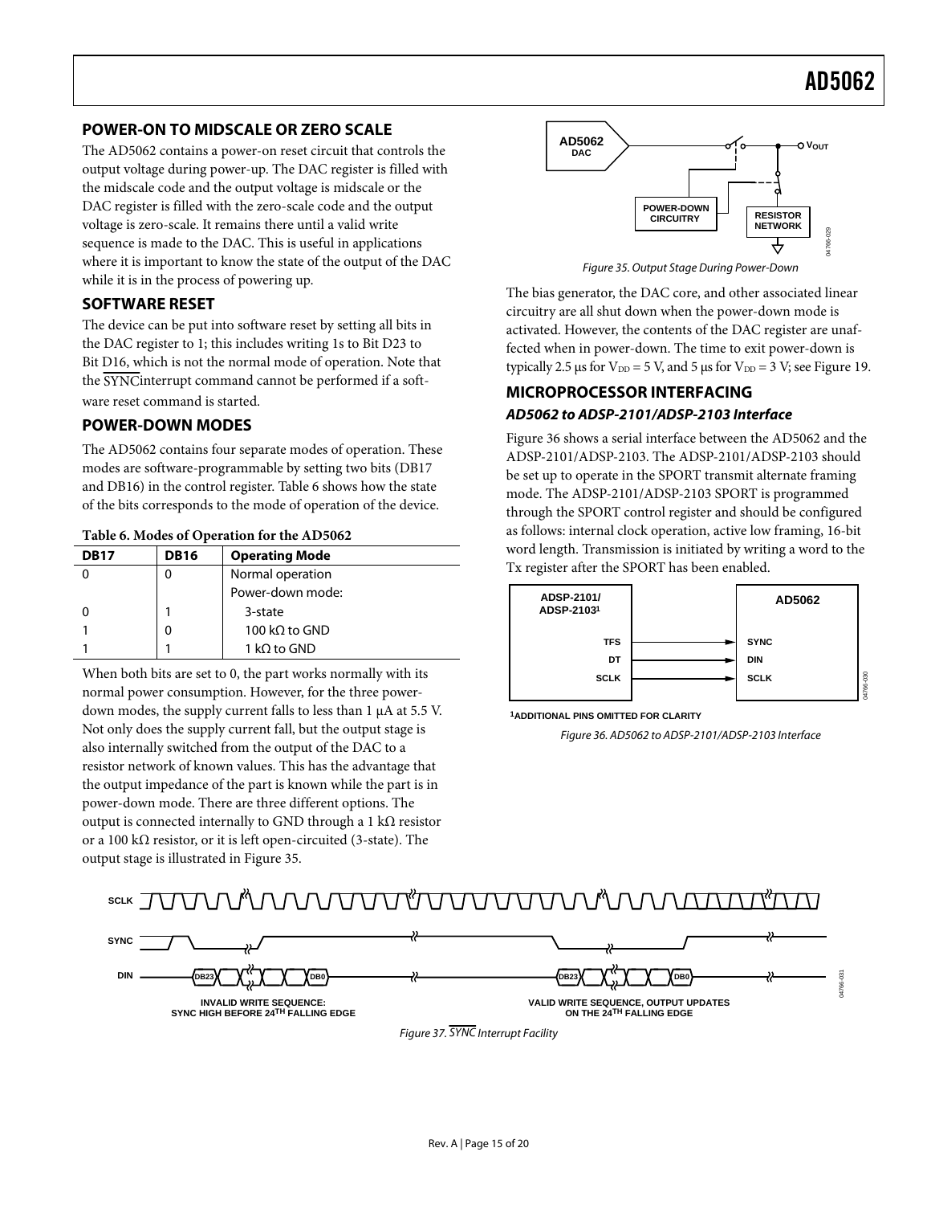## POWER-ON TO MIDSCALE OR ZERO SCALE

The AD5062 contains a power-on reset circuit that controls the output voltage during power-up. The DAC register is filled with the midscale code and the output voltage is midscale or the DAC register is filled with the zero-scale code and the output voltage is zero-scale. It remains there until a valid write sequence is made to the DAC. This is useful in applications where it is important to know the state of the output of the DAC while it is in the process of powering up.

## SOFTWARE RESET

The device can be put into software reset by setting all bits in the DAC register to 1; this includes writing 1s to Bit D23 to Bit D16, which is not the normal mode of operation. Note that the $\overline{\text{SYNC}}$ interrupt command cannot be performed if a software reset command is started.

## POWER-DOWN MODES

The AD5062 contains four separate modes of operation. These modes are software-programmable by setting two bits (DB17 and DB16) in the control register. Table 6 shows how the state of the bits corresponds to the mode of operation of the device.

**Table 6. Modes of Operation for the AD5062**

| DB17 | DB16 | Operating Mode |
|---|---|---|
| 0 | 0 | Normal operation |
| | | Power-down mode: |
| 0 | 1 | 3-state |
| 1 | 0 | 100 kΩ to GND |
| 1 | 1 | 1 kΩ to GND |

When both bits are set to 0, the part works normally with its normal power consumption. However, for the three power-down modes, the supply current falls to less than 1 μA at 5.5 V. Not only does the supply current fall, but the output stage is also internally switched from the output of the DAC to a resistor network of known values. This has the advantage that the output impedance of the part is known while the part is in power-down mode. There are three different options. The output is connected internally to GND through a 1 kΩ resistor or a 100 kΩ resistor, or it is left open-circuited (3-state). The output stage is illustrated in Figure 35.

Figure 35. Output Stage During Power-Down

The bias generator, the DAC core, and other associated linear circuitry are all shut down when the power-down mode is activated. However, the contents of the DAC register are unaffected when in power-down. The time to exit power-down is typically 2.5 μs for $V_{DD}$ = 5 V, and 5 μs for $V_{DD}$ = 3 V; see Figure 19.

## MICROPROCESSOR INTERFACING

### AD5062 to ADSP-2101/ADSP-2103 Interface

Figure 36 shows a serial interface between the AD5062 and the ADSP-2101/ADSP-2103. The ADSP-2101/ADSP-2103 should be set up to operate in the SPORT transmit alternate framing mode. The ADSP-2101/ADSP-2103 SPORT is programmed through the SPORT control register and should be configured as follows: internal clock operation, active low framing, 16-bit word length. Transmission is initiated by writing a word to the Tx register after the SPORT has been enabled.

Figure 36. AD5062 to ADSP-2101/ADSP-2103 Interface

Figure 37. $\overline{\text{SYNC}}$ Interrupt Facility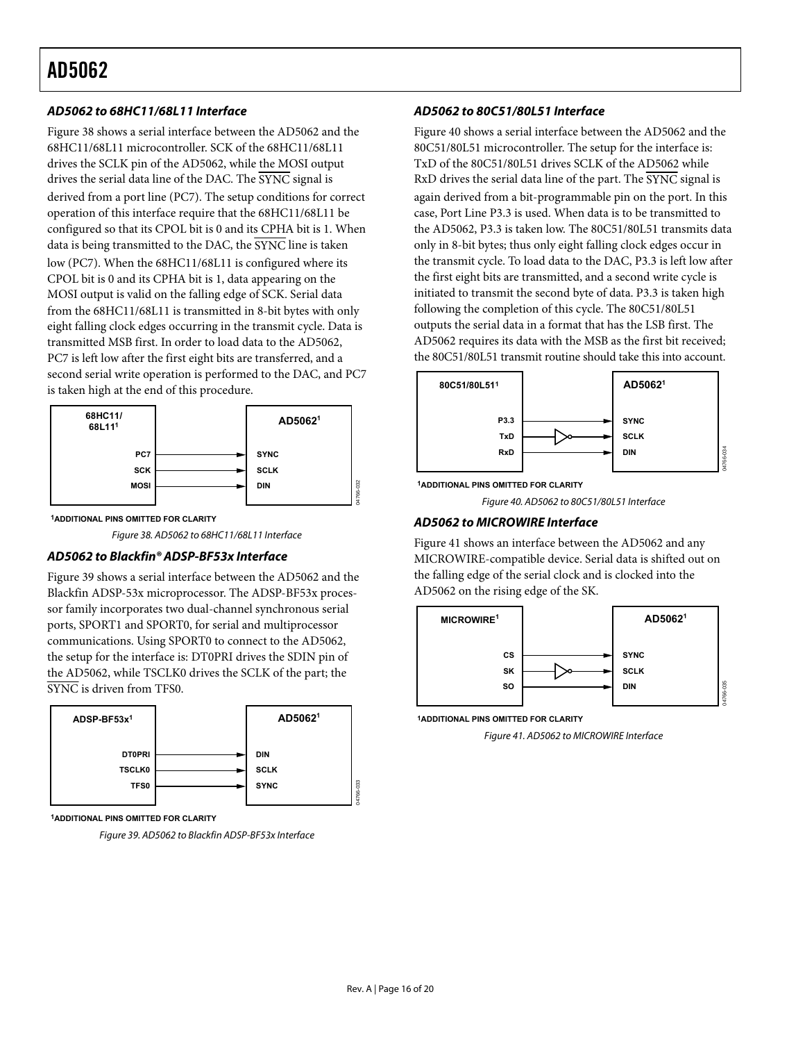### *AD5062 to 68HC11/68L11 Interface*

Figure 38 shows a serial interface between the AD5062 and the 68HC11/68L11 microcontroller. SCK of the 68HC11/68L11 drives the SCLK pin of the AD5062, while the MOSI output drives the serial data line of the DAC. The SYNC signal is derived from a port line (PC7). The setup conditions for correct operation of this interface require that the 68HC11/68L11 be configured so that its CPOL bit is 0 and its CPHA bit is 1. When data is being transmitted to the DAC, the SYNC line is taken low (PC7). When the 68HC11/68L11 is configured where its CPOL bit is 0 and its CPHA bit is 1, data appearing on the MOSI output is valid on the falling edge of SCK. Serial data from the 68HC11/68L11 is transmitted in 8-bit bytes with only eight falling clock edges occurring in the transmit cycle. Data is transmitted MSB first. In order to load data to the AD5062, PC7 is left low after the first eight bits are transferred, and a second serial write operation is performed to the DAC, and PC7 is taken high at the end of this procedure.

1ADDITIONAL PINS OMITTED FOR CLARITY

*Figure 38. AD5062 to 68HC11/68L11 Interface*

### *AD5062 to Blackfin® ADSP-BF53x Interface*

Figure 39 shows a serial interface between the AD5062 and the Blackfin ADSP-53x microprocessor. The ADSP-BF53x processor family incorporates two dual-channel synchronous serial ports, SPORT1 and SPORT0, for serial and multiprocessor communications. Using SPORT0 to connect to the AD5062, the setup for the interface is: DT0PRI drives the SDIN pin of the AD5062, while TSCLK0 drives the SCLK of the part; the SYNC is driven from TFS0.

1ADDITIONAL PINS OMITTED FOR CLARITY

*Figure 39. AD5062 to Blackfin ADSP-BF53x Interface*

### *AD5062 to 80C51/80L51 Interface*

Figure 40 shows a serial interface between the AD5062 and the 80C51/80L51 microcontroller. The setup for the interface is: TxD of the 80C51/80L51 drives SCLK of the AD5062 while RxD drives the serial data line of the part. The SYNC signal is again derived from a bit-programmable pin on the port. In this case, Port Line P3.3 is used. When data is to be transmitted to the AD5062, P3.3 is taken low. The 80C51/80L51 transmits data only in 8-bit bytes; thus only eight falling clock edges occur in the transmit cycle. To load data to the DAC, P3.3 is left low after the first eight bits are transmitted, and a second write cycle is initiated to transmit the second byte of data. P3.3 is taken high following the completion of this cycle. The 80C51/80L51 outputs the serial data in a format that has the LSB first. The AD5062 requires its data with the MSB as the first bit received; the 80C51/80L51 transmit routine should take this into account.

1ADDITIONAL PINS OMITTED FOR CLARITY

*Figure 40. AD5062 to 80C51/80L51 Interface*

### *AD5062 to MICROWIRE Interface*

Figure 41 shows an interface between the AD5062 and any MICROWIRE-compatible device. Serial data is shifted out on the falling edge of the serial clock and is clocked into the AD5062 on the rising edge of the SK.

1ADDITIONAL PINS OMITTED FOR CLARITY

*Figure 41. AD5062 to MICROWIRE Interface*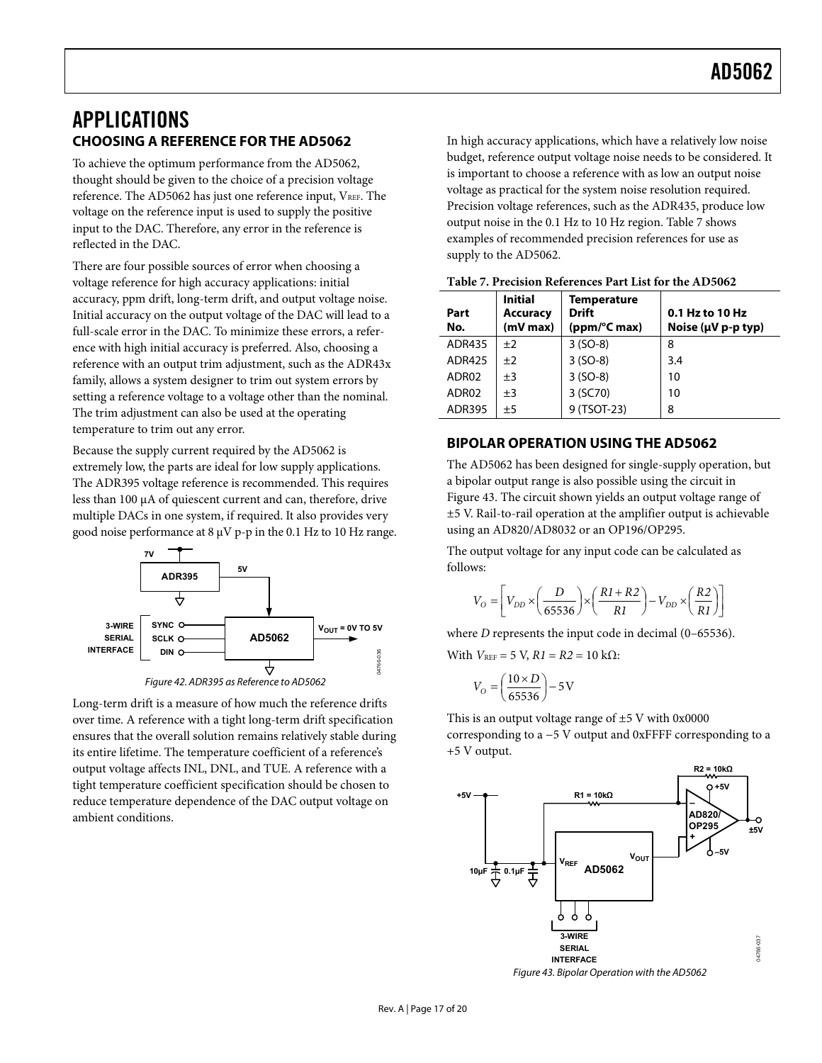# APPLICATIONS

## CHOOSING A REFERENCE FOR THE AD5062

To achieve the optimum performance from the AD5062, thought should be given to the choice of a precision voltage reference. The AD5062 has just one reference input, $V_{REF}$. The voltage on the reference input is used to supply the positive input to the DAC. Therefore, any error in the reference is reflected in the DAC.

There are four possible sources of error when choosing a voltage reference for high accuracy applications: initial accuracy, ppm drift, long-term drift, and output voltage noise. Initial accuracy on the output voltage of the DAC will lead to a full-scale error in the DAC. To minimize these errors, a reference with high initial accuracy is preferred. Also, choosing a reference with an output trim adjustment, such as the ADR43x family, allows a system designer to trim out system errors by setting a reference voltage to a voltage other than the nominal. The trim adjustment can also be used at the operating temperature to trim out any error.

Because the supply current required by the AD5062 is extremely low, the parts are ideal for low supply applications. The ADR395 voltage reference is recommended. This requires less than 100 µA of quiescent current and can, therefore, drive multiple DACs in one system, if required. It also provides very good noise performance at 8 µV p-p in the 0.1 Hz to 10 Hz range.

Figure 42. ADR395 as Reference to AD5062

Long-term drift is a measure of how much the reference drifts over time. A reference with a tight long-term drift specification ensures that the overall solution remains relatively stable during its entire lifetime. The temperature coefficient of a reference's output voltage affects INL, DNL, and TUE. A reference with a tight temperature coefficient specification should be chosen to reduce temperature dependence of the DAC output voltage on ambient conditions.

In high accuracy applications, which have a relatively low noise budget, reference output voltage noise needs to be considered. It is important to choose a reference with as low an output noise voltage as practical for the system noise resolution required. Precision voltage references, such as the ADR435, produce low output noise in the 0.1 Hz to 10 Hz region. Table 7 shows examples of recommended precision references for use as supply to the AD5062.

**Table 7. Precision References Part List for the AD5062**

| Part No. | Initial Accuracy (mV max) | Temperature Drift (ppm/°C max) | 0.1 Hz to 10 Hz Noise (µV p-p typ) |
|---|---|---|---|
| ADR435 | ±2 | 3 (SO-8) | 8 |
| ADR425 | ±2 | 3 (SO-8) | 3.4 |
| ADR02 | ±3 | 3 (SO-8) | 10 |
| ADR02 | ±3 | 3 (SC70) | 10 |
| ADR395 | ±5 | 9 (TSOT-23) | 8 |

## BIPOLAR OPERATION USING THE AD5062

The AD5062 has been designed for single-supply operation, but a bipolar output range is also possible using the circuit in Figure 43. The circuit shown yields an output voltage range of ±5 V. Rail-to-rail operation at the amplifier output is achievable using an AD820/AD8032 or an OP196/OP295.

The output voltage for any input code can be calculated as follows:

$$V_O = \left[ V_{DD} \times \left( \frac{D}{65536} \right) \times \left( \frac{R1 + R2}{R1} \right) - V_{DD} \times \left( \frac{R2}{R1} \right) \right]$$

where $D$ represents the input code in decimal (0–65536).

With $V_{REF}$ = 5 V, $R1 = R2 = 10$ kΩ:

$$V_O = \left( \frac{10 \times D}{65536} \right) - 5\text{V}$$

This is an output voltage range of ±5 V with 0x0000 corresponding to a −5 V output and 0xFFFF corresponding to a +5 V output.

Figure 43. Bipolar Operation with the AD5062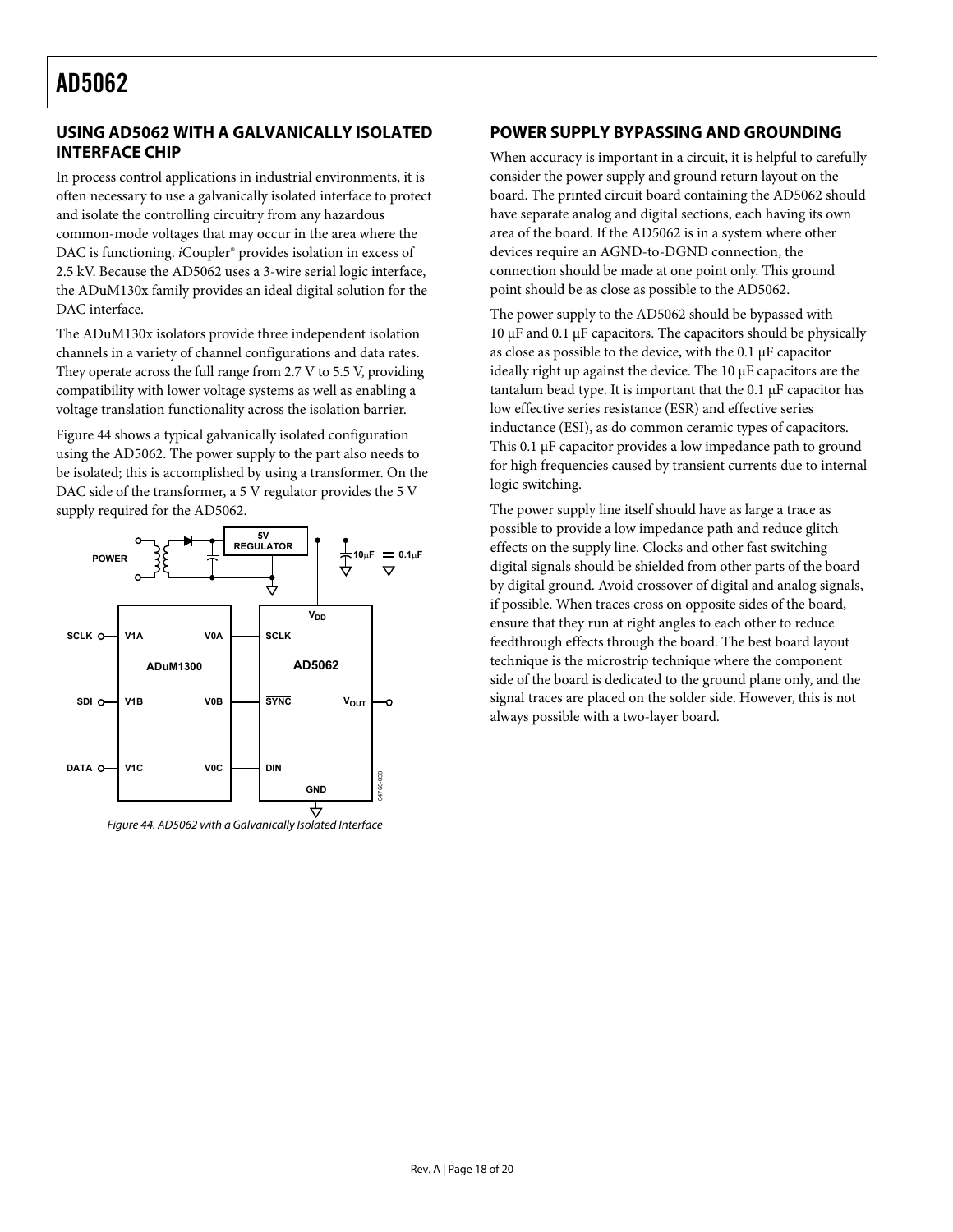## USING AD5062 WITH A GALVANICALLY ISOLATED INTERFACE CHIP

In process control applications in industrial environments, it is often necessary to use a galvanically isolated interface to protect and isolate the controlling circuitry from any hazardous common-mode voltages that may occur in the area where the DAC is functioning. *i*Coupler® provides isolation in excess of 2.5 kV. Because the AD5062 uses a 3-wire serial logic interface, the ADuM130x family provides an ideal digital solution for the DAC interface.

The ADuM130x isolators provide three independent isolation channels in a variety of channel configurations and data rates. They operate across the full range from 2.7 V to 5.5 V, providing compatibility with lower voltage systems as well as enabling a voltage translation functionality across the isolation barrier.

Figure 44 shows a typical galvanically isolated configuration using the AD5062. The power supply to the part also needs to be isolated; this is accomplished by using a transformer. On the DAC side of the transformer, a 5 V regulator provides the 5 V supply required for the AD5062.

Figure 44. AD5062 with a Galvanically Isolated Interface

## POWER SUPPLY BYPASSING AND GROUNDING

When accuracy is important in a circuit, it is helpful to carefully consider the power supply and ground return layout on the board. The printed circuit board containing the AD5062 should have separate analog and digital sections, each having its own area of the board. If the AD5062 is in a system where other devices require an AGND-to-DGND connection, the connection should be made at one point only. This ground point should be as close as possible to the AD5062.

The power supply to the AD5062 should be bypassed with 10 μF and 0.1 μF capacitors. The capacitors should be physically as close as possible to the device, with the 0.1 μF capacitor ideally right up against the device. The 10 μF capacitors are the tantalum bead type. It is important that the 0.1 μF capacitor has low effective series resistance (ESR) and effective series inductance (ESI), as do common ceramic types of capacitors. This 0.1 μF capacitor provides a low impedance path to ground for high frequencies caused by transient currents due to internal logic switching.

The power supply line itself should have as large a trace as possible to provide a low impedance path and reduce glitch effects on the supply line. Clocks and other fast switching digital signals should be shielded from other parts of the board by digital ground. Avoid crossover of digital and analog signals, if possible. When traces cross on opposite sides of the board, ensure that they run at right angles to each other to reduce feedthrough effects through the board. The best board layout technique is the microstrip technique where the component side of the board is dedicated to the ground plane only, and the signal traces are placed on the solder side. However, this is not always possible with a two-layer board.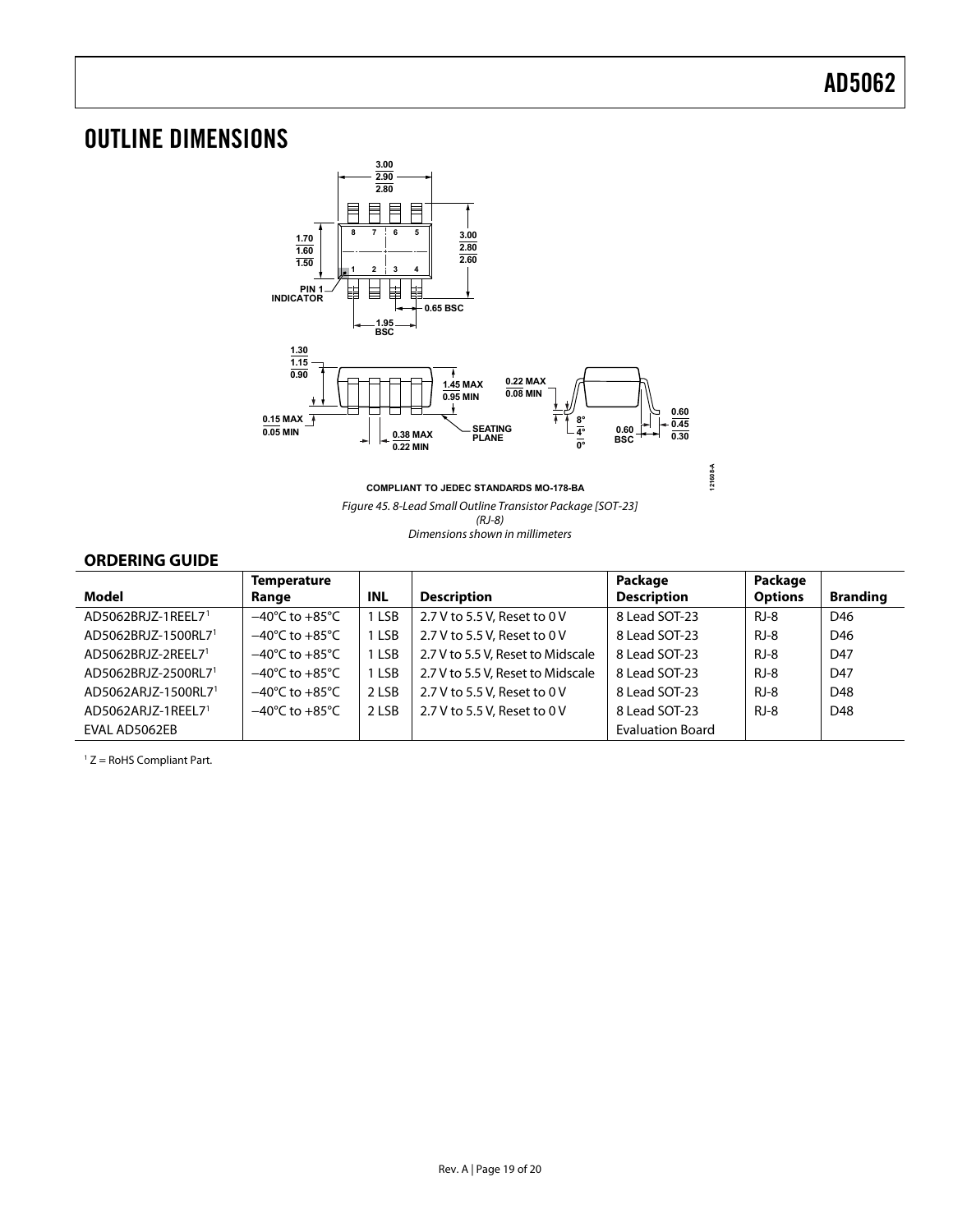## OUTLINE DIMENSIONS

COMPLIANT TO JEDEC STANDARDS MO-178-BA

*Figure 45. 8-Lead Small Outline Transistor Package [SOT-23]*
*(RJ-8)*
*Dimensions shown in millimeters*

## ORDERING GUIDE

| Model | Temperature Range | INL | Description | Package Description | Package Options | Branding |
|---|---|---|---|---|---|---|
| AD5062BRJZ-1REEL7[1] | −40°C to +85°C | 1 LSB | 2.7 V to 5.5 V, Reset to 0 V | 8 Lead SOT-23 | RJ-8 | D46 |
| AD5062BRJZ-1500RL7[1] | −40°C to +85°C | 1 LSB | 2.7 V to 5.5 V, Reset to 0 V | 8 Lead SOT-23 | RJ-8 | D46 |
| AD5062BRJZ-2REEL7[1] | −40°C to +85°C | 1 LSB | 2.7 V to 5.5 V, Reset to Midscale | 8 Lead SOT-23 | RJ-8 | D47 |
| AD5062BRJZ-2500RL7[1] | −40°C to +85°C | 1 LSB | 2.7 V to 5.5 V, Reset to Midscale | 8 Lead SOT-23 | RJ-8 | D47 |
| AD5062ARJZ-1500RL7[1] | −40°C to +85°C | 2 LSB | 2.7 V to 5.5 V, Reset to 0 V | 8 Lead SOT-23 | RJ-8 | D48 |
| AD5062ARJZ-1REEL7[1] | −40°C to +85°C | 2 LSB | 2.7 V to 5.5 V, Reset to 0 V | 8 Lead SOT-23 | RJ-8 | D48 |
| EVAL AD5062EB | | | | Evaluation Board | | |

[1] Z = RoHS Compliant Part.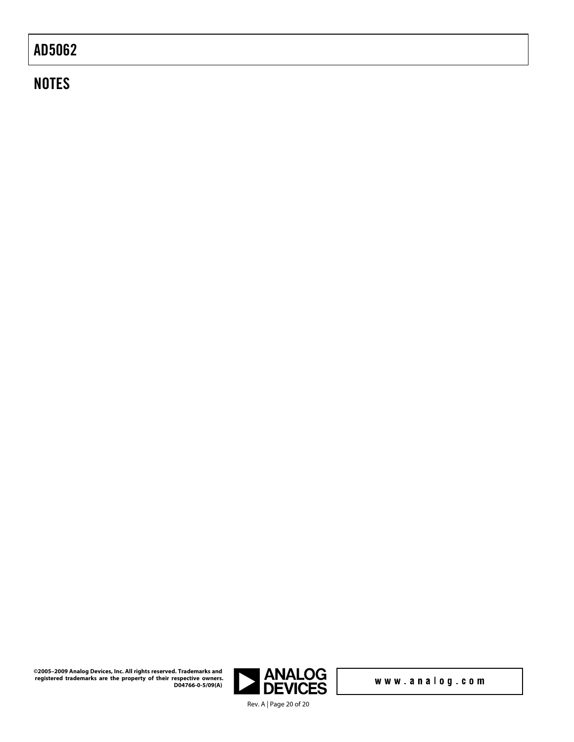## NOTES

©2005–2009 Analog Devices, Inc. All rights reserved. Trademarks and registered trademarks are the property of their respective owners.
D04766-0-5/09(A)

www.analog.com